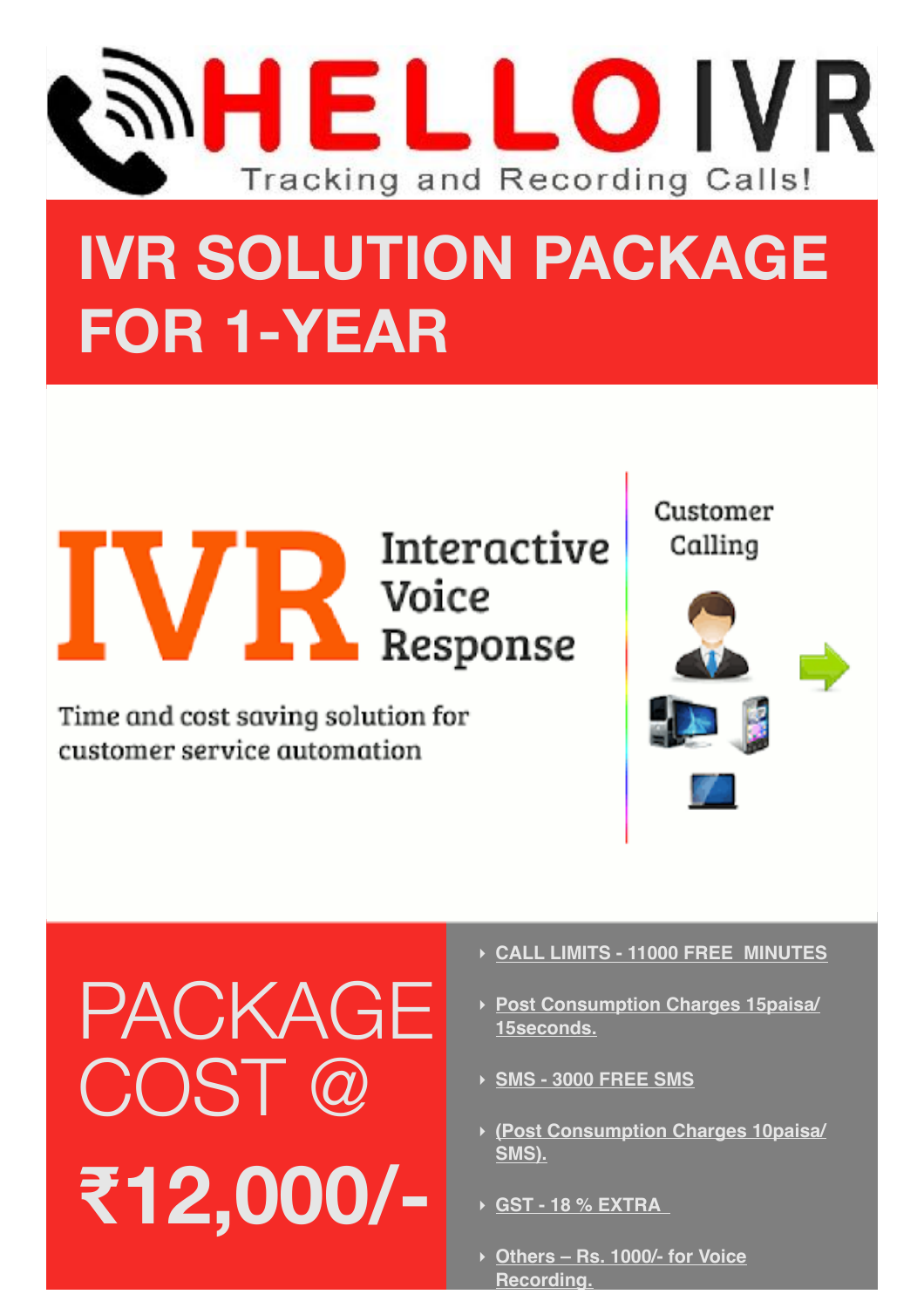# HELLO IVR

Tracking and Recording Calls!

# IVR SOLUTION PACKAGE FOR 1-YEAR

**IVR** Interactive Voice Response

Time and cost saving solution for customer service automation

Customer Calling

## PACKAGE COST @ ₹12,000/-

- CALL LIMITS - 11000 FREE MINUTES
- Post Consumption Charges 15paisa/ 15seconds.
- SMS - 3000 FREE SMS
- (Post Consumption Charges 10paisa/ SMS).
- GST - 18 % EXTRA
- Others – Rs. 1000/- for Voice Recording.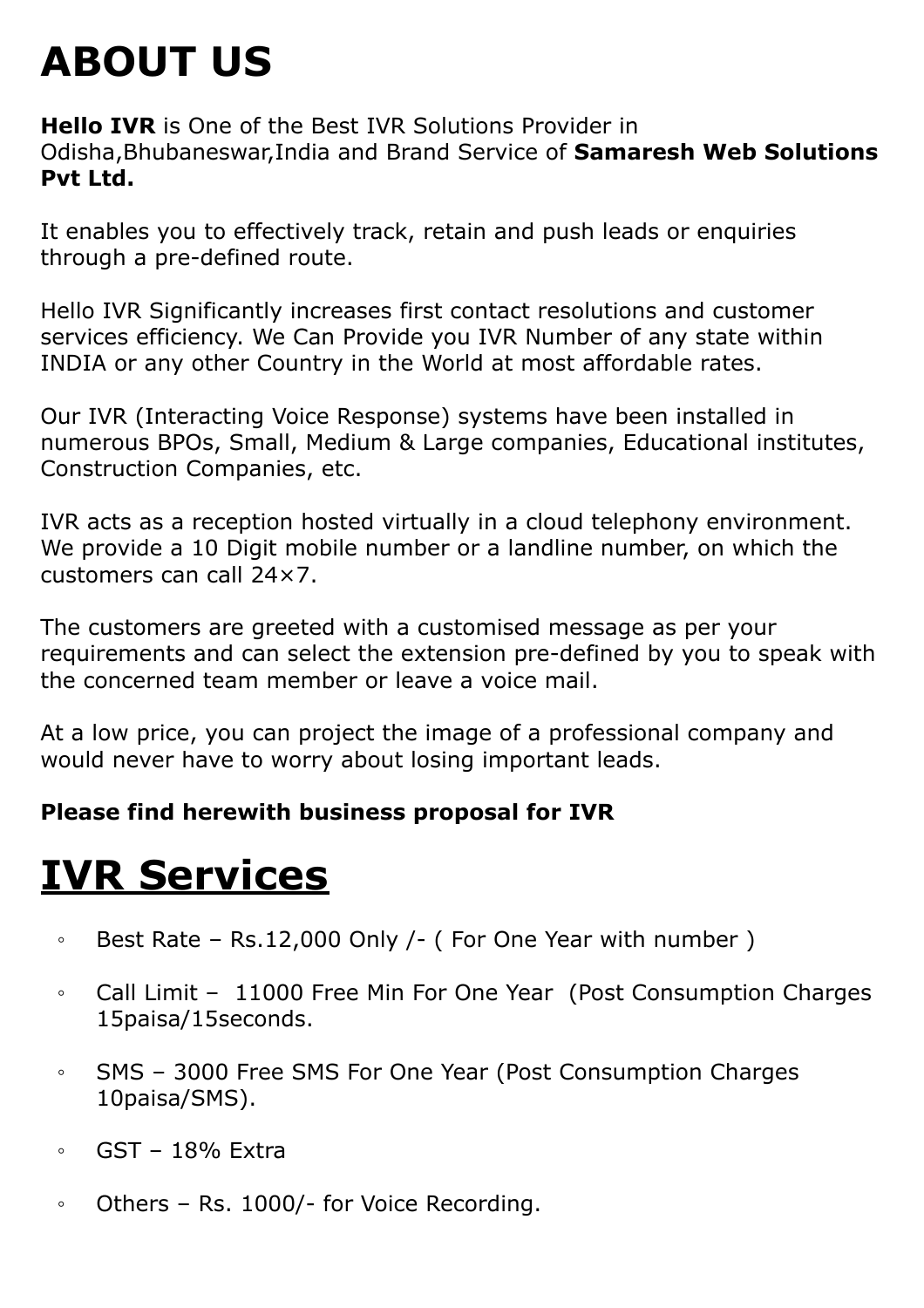# ABOUT US

**Hello IVR** is One of the Best IVR Solutions Provider in Odisha,Bhubaneswar,India and Brand Service of **Samaresh Web Solutions Pvt Ltd.**

It enables you to effectively track, retain and push leads or enquiries through a pre-defined route.

Hello IVR Significantly increases first contact resolutions and customer services efficiency. We Can Provide you IVR Number of any state within INDIA or any other Country in the World at most affordable rates.

Our IVR (Interacting Voice Response) systems have been installed in numerous BPOs, Small, Medium & Large companies, Educational institutes, Construction Companies, etc.

IVR acts as a reception hosted virtually in a cloud telephony environment. We provide a 10 Digit mobile number or a landline number, on which the customers can call 24×7.

The customers are greeted with a customised message as per your requirements and can select the extension pre-defined by you to speak with the concerned team member or leave a voice mail.

At a low price, you can project the image of a professional company and would never have to worry about losing important leads.

**Please find herewith business proposal for IVR**

# <u>IVR Services</u>

- Best Rate – Rs.12,000 Only /- ( For One Year with number )
- Call Limit – 11000 Free Min For One Year (Post Consumption Charges 15paisa/15seconds.
- SMS – 3000 Free SMS For One Year (Post Consumption Charges 10paisa/SMS).
- GST – 18% Extra
- Others – Rs. 1000/- for Voice Recording.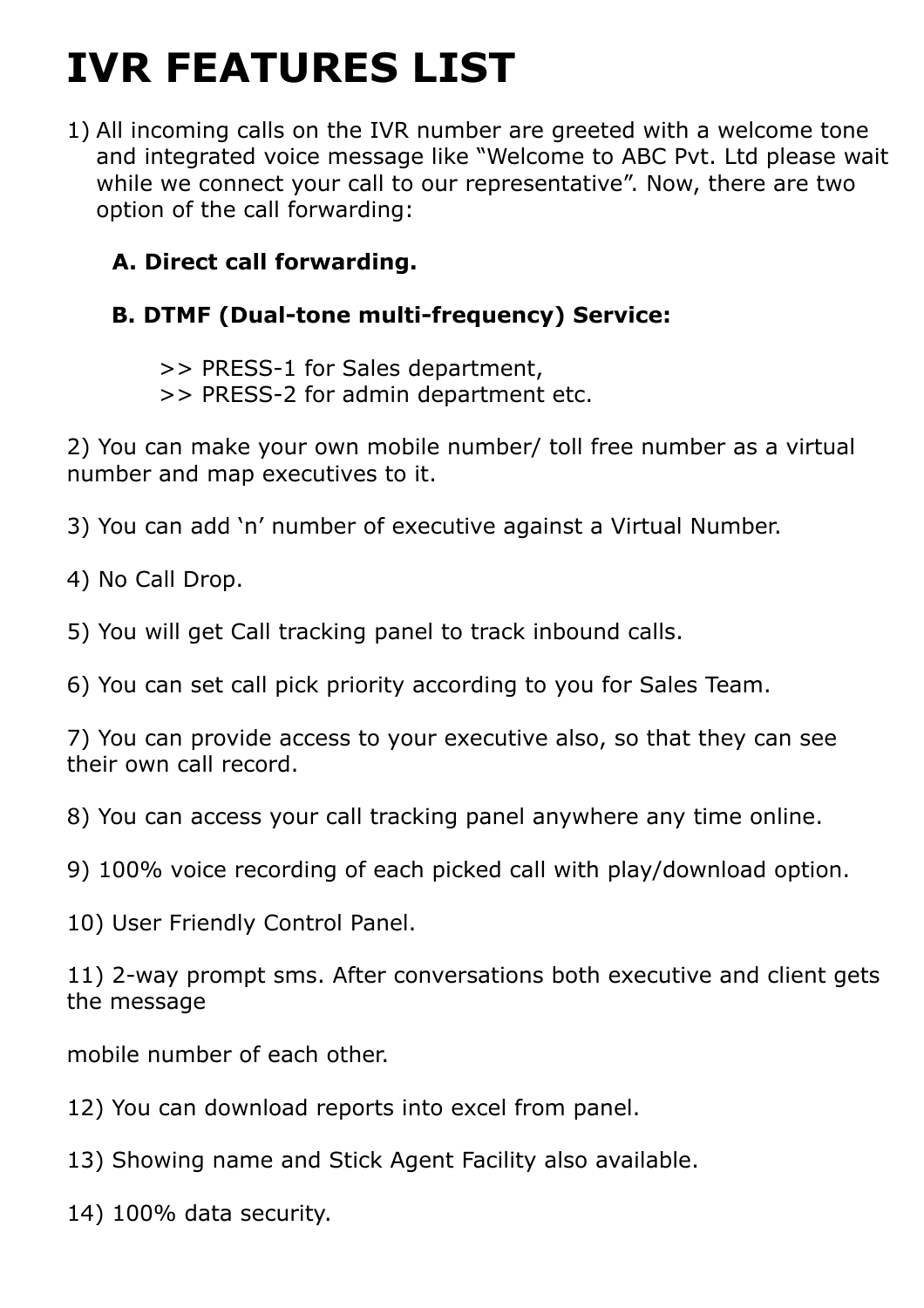# IVR FEATURES LIST

1) All incoming calls on the IVR number are greeted with a welcome tone and integrated voice message like "Welcome to ABC Pvt. Ltd please wait while we connect your call to our representative". Now, there are two option of the call forwarding:

   **A. Direct call forwarding.**

   **B. DTMF (Dual-tone multi-frequency) Service:**

   >> PRESS-1 for Sales department,
   >> PRESS-2 for admin department etc.

2) You can make your own mobile number/ toll free number as a virtual number and map executives to it.

3) You can add 'n' number of executive against a Virtual Number.

4) No Call Drop.

5) You will get Call tracking panel to track inbound calls.

6) You can set call pick priority according to you for Sales Team.

7) You can provide access to your executive also, so that they can see their own call record.

8) You can access your call tracking panel anywhere any time online.

9) 100% voice recording of each picked call with play/download option.

10) User Friendly Control Panel.

11) 2-way prompt sms. After conversations both executive and client gets the message

mobile number of each other.

12) You can download reports into excel from panel.

13) Showing name and Stick Agent Facility also available.

14) 100% data security.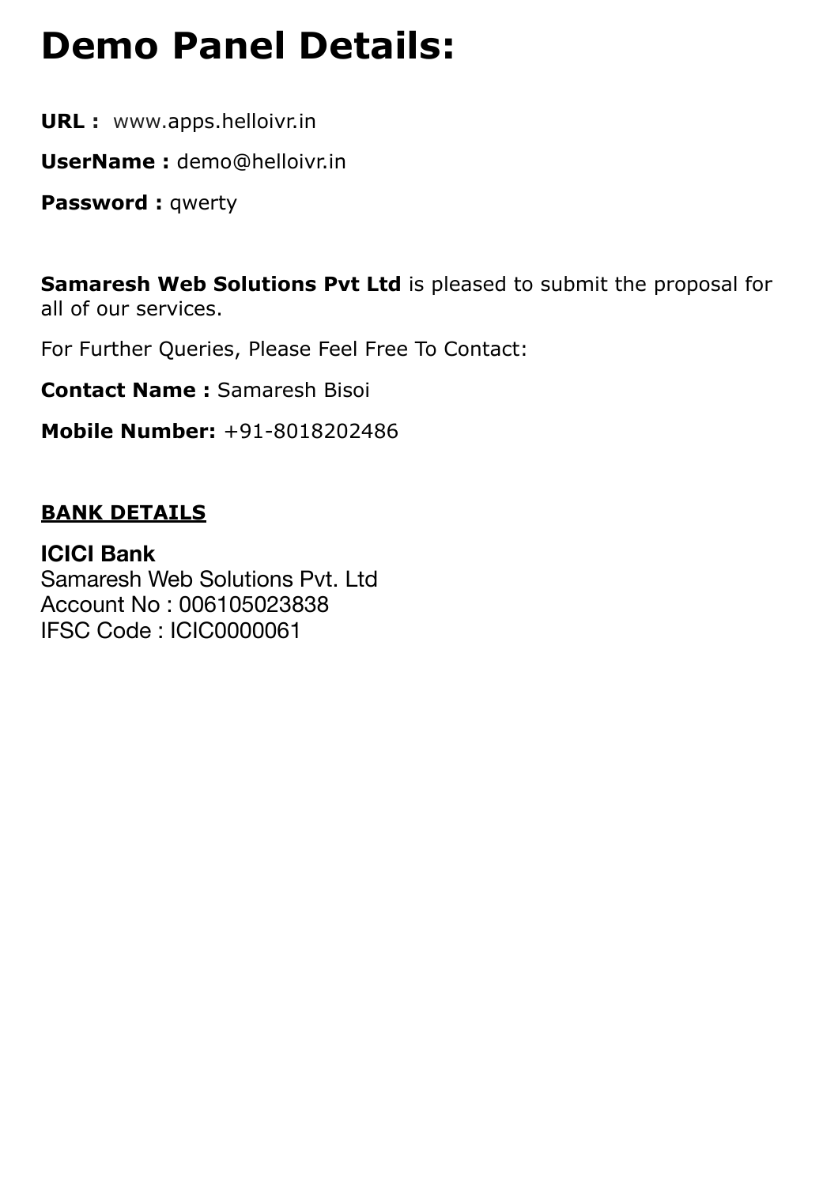# Demo Panel Details:

**URL :** www.apps.helloivr.in

**UserName :** demo@helloivr.in

**Password :** qwerty

**Samaresh Web Solutions Pvt Ltd** is pleased to submit the proposal for all of our services.

For Further Queries, Please Feel Free To Contact:

**Contact Name :** Samaresh Bisoi

**Mobile Number:** +91-8018202486

**BANK DETAILS**

**ICICI Bank**
Samaresh Web Solutions Pvt. Ltd
Account No : 006105023838
IFSC Code : ICIC0000061